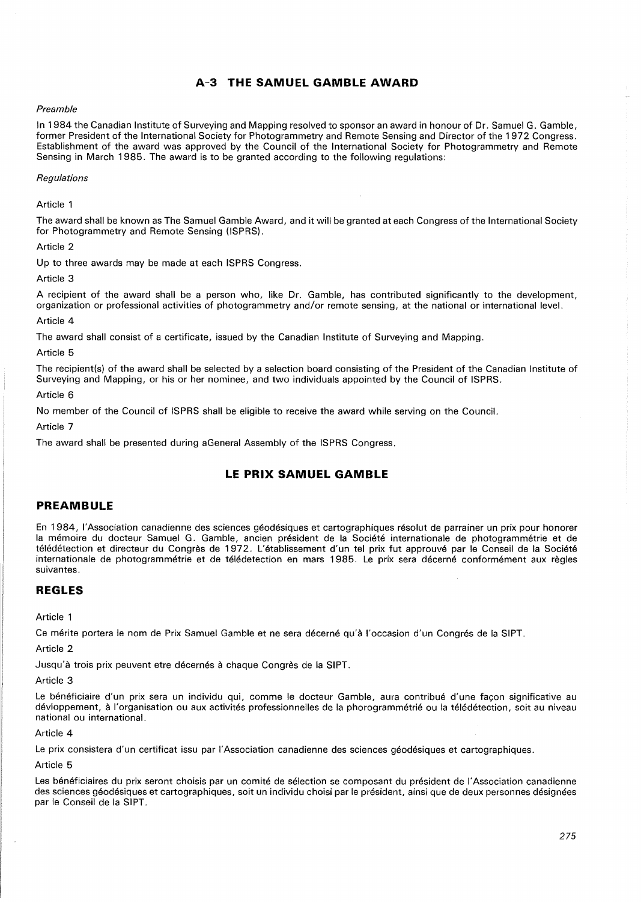## A-3 THE SAMUEL GAMBLE AWARD

*Preamble*

In 1984 the Canadian Institute of Surveying and Mapping resolved to sponsor an award in honour of Dr. Samuel G. Gamble, former President of the International Society for Photogrammetry and Remote Sensing and Director of the 1972 Congress. Establishment of the award was approved by the Council of the International Society for Photogrammetry and Remote Sensing in March 1985. The award is to be granted according to the following regulations:

*Regulations*

Article 1

The award shall be known as The Samuel Gamble Award, and it will be granted at each Congress of the International Society for Photogrammetry and Remote Sensing (ISPRS).

Article 2

Up to three awards may be made at each ISPRS Congress.

Article 3

A recipient of the award shall be a person who, like Dr. Gamble, has contributed significantly to the development, organization or professional activities of photogrammetry and/or remote sensing, at the national or international level.

Article 4

The award shall consist of a certificate, issued by the Canadian Institute of Surveying and Mapping.

Article 5

The recipient(s) of the award shall be selected by a selection board consisting of the President of the Canadian Institute of Surveying and Mapping, or his or her nominee, and two individuals appointed by the Council of ISPRS.

Article 6

No member of the Council of ISPRS shall be eligible to receive the award while serving on the Council.

Article 7

The award shall be presented during aGeneral Assembly of the ISPRS Congress.

## LE PRIX SAMUEL GAMBLE

### PREAMBULE

En 1984, l'Association canadienne des sciences géodésiques et cartographiques résolut de parrainer un prix pour honorer la mémoire du docteur Samuel G. Gamble, ancien président de la Société internationale de photogrammétrie et de télédétection et directeur du Congrès de 1972. L'établissement d'un tel prix fut approuvé par le Conseil de la Société internationale de photogrammétrie et de télédetection en mars 1985. Le prix sera décerné conformément aux règles suivantes.

### REGLES

Article 1

Ce mérite portera le nom de Prix Samuel Gamble et ne sera décerné qu'à l'occasion d'un Congrés de la SIPT.

Article 2

Jusqu'à trois prix peuvent etre décernés à chaque Congrès de la SIPT.

Article 3

Le bénéficiaire d'un prix sera un individu qui, comme le docteur Gamble, aura contribué d'une façon significative au dévloppement, à l'organisation ou aux activités professionnelles de la phorogrammétrié ou la télédétection, soit au niveau national ou international.

Article 4

Le prix consistera d'un certificat issu par l'Association canadienne des sciences géodésiques et cartographiques.

Article 5

Les bénéficiaires du prix seront choisis par un comité de sélection se composant du président de l'Association canadienne des sciences géodésiques et cartographiques, soit un individu choisi par le président, ainsi que de deux personnes désignées par le Conseil de la SIPT.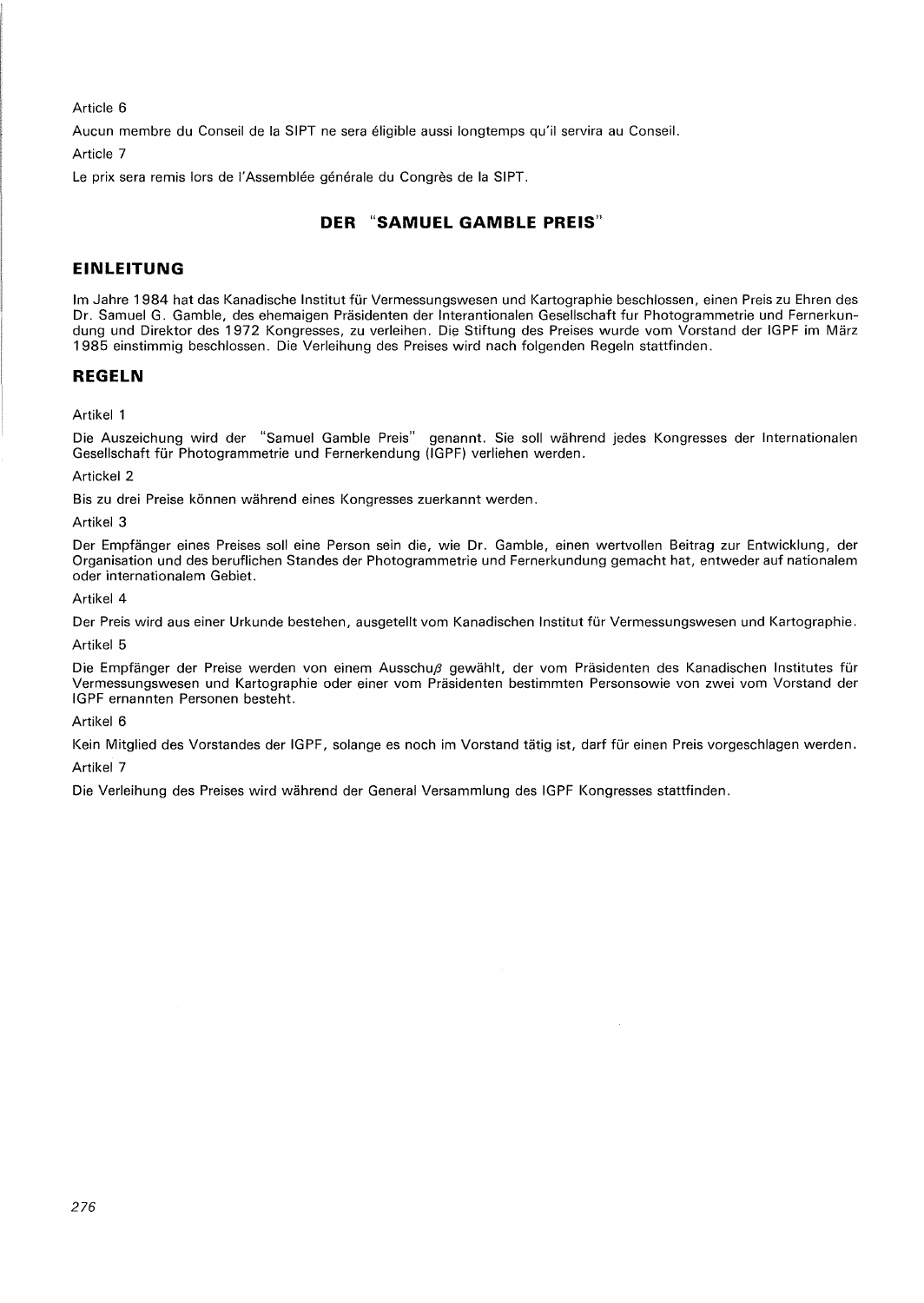Article 6

Aucun membre du Conseil de la SIPT ne sera éligible aussi longtemps qu'il servira au Conseil.

Article 7

Le prix sera remis lors de l'Assemblée générale du Congrès de la SIPT.

## DER "SAMUEL GAMBLE PREIS"

## EINLEITUNG

Im Jahre 1984 hat das Kanadische Institut für Vermessungswesen und Kartographie beschlossen, einen Preis zu Ehren des Dr. Samuel G. Gamble, des ehemaigen Präsidenten der Interantionalen Gesellschaft fur Photogrammetrie und Fernerkundung und Direktor des 1972 Kongresses, zu verleihen. Die Stiftung des Preises wurde vom Vorstand der IGPF im März 1985 einstimmig beschlossen. Die Verleihung des Preises wird nach folgenden Regeln stattfinden.

## REGELN

Artikel 1

Die Auszeichung wird der "Samuel Gamble Preis" genannt. Sie soll während jedes Kongresses der Internationalen Gesellschaft für Photogrammetrie und Fernerkendung (IGPF) verliehen werden.

Artickel 2

Bis zu drei Preise können während eines Kongresses zuerkannt werden.

Artikel 3

Der Empfänger eines Preises soll eine Person sein die, wie Dr. Gamble, einen wertvollen Beitrag zur Entwicklung, der Organisation und des beruflichen Standes der Photogrammetrie und Fernerkundung gemacht hat, entweder auf nationalem oder internationalem Gebiet.

Artikel 4

Der Preis wird aus einer Urkunde bestehen, ausgetellt vom Kanadischen Institut für Vermessungswesen und Kartographie.

Artikel 5

Die Empfänger der Preise werden von einem Ausschuß gewählt, der vom Präsidenten des Kanadischen Institutes für Vermessungswesen und Kartographie oder einer vom Präsidenten bestimmten Personsowie von zwei vom Vorstand der IGPF ernannten Personen besteht.

Artikel 6

Kein Mitglied des Vorstandes der IGPF, solange es noch im Vorstand tätig ist, darf für einen Preis vorgeschlagen werden.

Artikel 7

Die Verleihung des Preises wird während der General Versammlung des IGPF Kongresses stattfinden.